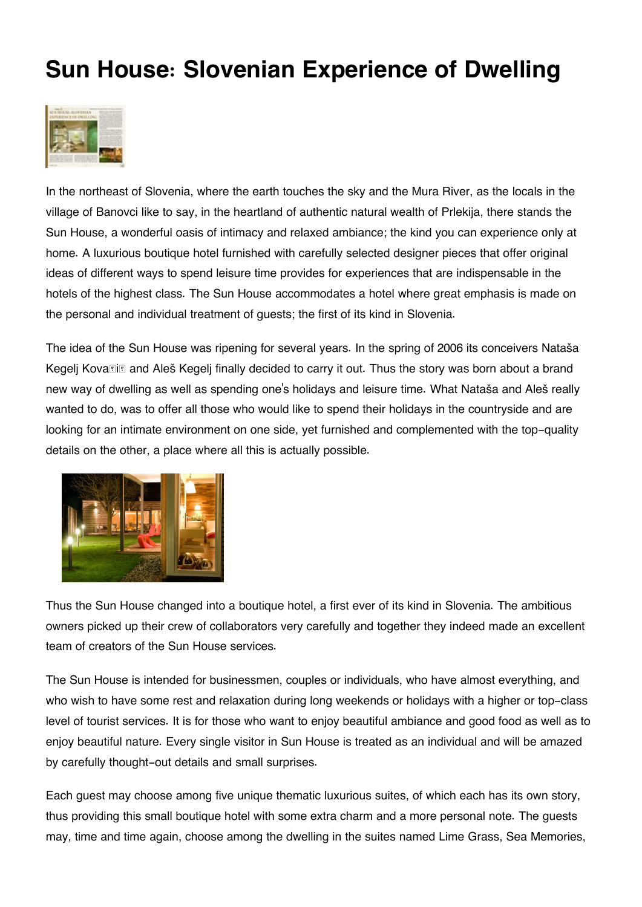# Sun House: Slovenian Experience of Dwelling

In the northeast of Slovenia, where the earth touches the sky and the Mura River, as the locals in the village of Banovci like to say, in the heartland of authentic natural wealth of Prlekija, there stands the Sun House, a wonderful oasis of intimacy and relaxed ambiance; the kind you can experience only at home. A luxurious boutique hotel furnished with carefully selected designer pieces that offer original ideas of different ways to spend leisure time provides for experiences that are indispensable in the hotels of the highest class. The Sun House accommodates a hotel where great emphasis is made on the personal and individual treatment of guests; the first of its kind in Slovenia.

The idea of the Sun House was ripening for several years. In the spring of 2006 its conceivers Nataša Kegelj Kovačič and Aleš Kegelj finally decided to carry it out. Thus the story was born about a brand new way of dwelling as well as spending one's holidays and leisure time. What Nataša and Aleš really wanted to do, was to offer all those who would like to spend their holidays in the countryside and are looking for an intimate environment on one side, yet furnished and complemented with the top-quality details on the other, a place where all this is actually possible.

Thus the Sun House changed into a boutique hotel, a first ever of its kind in Slovenia. The ambitious owners picked up their crew of collaborators very carefully and together they indeed made an excellent team of creators of the Sun House services.

The Sun House is intended for businessmen, couples or individuals, who have almost everything, and who wish to have some rest and relaxation during long weekends or holidays with a higher or top-class level of tourist services. It is for those who want to enjoy beautiful ambiance and good food as well as to enjoy beautiful nature. Every single visitor in Sun House is treated as an individual and will be amazed by carefully thought-out details and small surprises.

Each guest may choose among five unique thematic luxurious suites, of which each has its own story, thus providing this small boutique hotel with some extra charm and a more personal note. The guests may, time and time again, choose among the dwelling in the suites named Lime Grass, Sea Memories,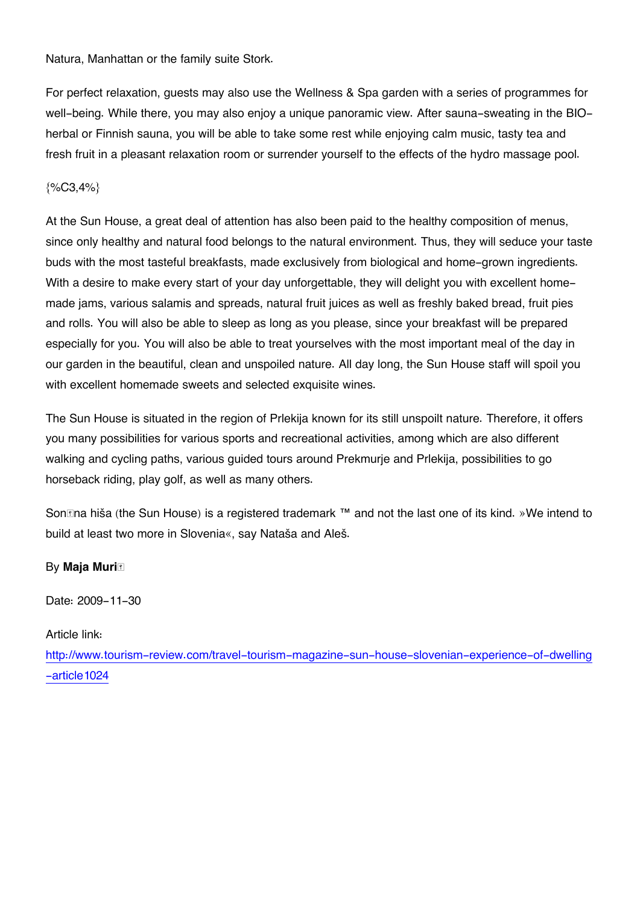Natura, Manhattan or the family suite Stork.

For perfect relaxation, guests may also use the Wellness & Spa garden with a series of programmes for well-being. While there, you may also enjoy a unique panoramic view. After sauna-sweating in the BIO-herbal or Finnish sauna, you will be able to take some rest while enjoying calm music, tasty tea and fresh fruit in a pleasant relaxation room or surrender yourself to the effects of the hydro massage pool.

{%C3,4%}

At the Sun House, a great deal of attention has also been paid to the healthy composition of menus, since only healthy and natural food belongs to the natural environment. Thus, they will seduce your taste buds with the most tasteful breakfasts, made exclusively from biological and home-grown ingredients. With a desire to make every start of your day unforgettable, they will delight you with excellent home-made jams, various salamis and spreads, natural fruit juices as well as freshly baked bread, fruit pies and rolls. You will also be able to sleep as long as you please, since your breakfast will be prepared especially for you. You will also be able to treat yourselves with the most important meal of the day in our garden in the beautiful, clean and unspoiled nature. All day long, the Sun House staff will spoil you with excellent homemade sweets and selected exquisite wines.

The Sun House is situated in the region of Prlekija known for its still unspoilt nature. Therefore, it offers you many possibilities for various sports and recreational activities, among which are also different walking and cycling paths, various guided tours around Prekmurje and Prlekija, possibilities to go horseback riding, play golf, as well as many others.

Son�na hiša (the Sun House) is a registered trademark ™ and not the last one of its kind. »We intend to build at least two more in Slovenia«, say Nataša and Aleš.

By **Maja Muri�**

Date: 2009-11-30

Article link:
[http://www.tourism-review.com/travel-tourism-magazine-sun-house-slovenian-experience-of-dwelling-article1024](http://www.tourism-review.com/travel-tourism-magazine-sun-house-slovenian-experience-of-dwelling-article1024)